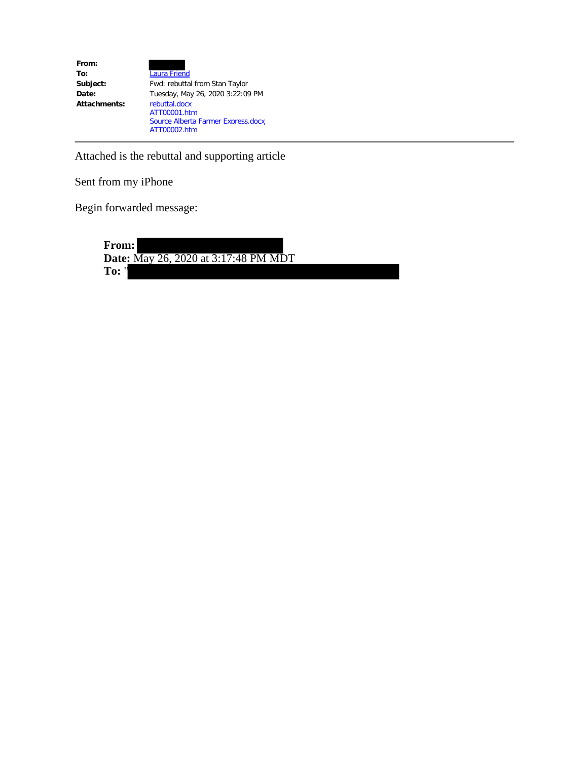| | |
|---|---|
| **From:** | |
| **To:** | Laura Friend |
| **Subject:** | Fwd: rebuttal from Stan Taylor |
| **Date:** | Tuesday, May 26, 2020 3:22:09 PM |
| **Attachments:** | rebuttal.docx<br>ATT00001.htm<br>Source Alberta Farmer Express.docx<br>ATT00002.htm |

---

Attached is the rebuttal and supporting article

Sent from my iPhone

Begin forwarded message:

> **From:**
> **Date:** May 26, 2020 at 3:17:48 PM MDT
> **To:** "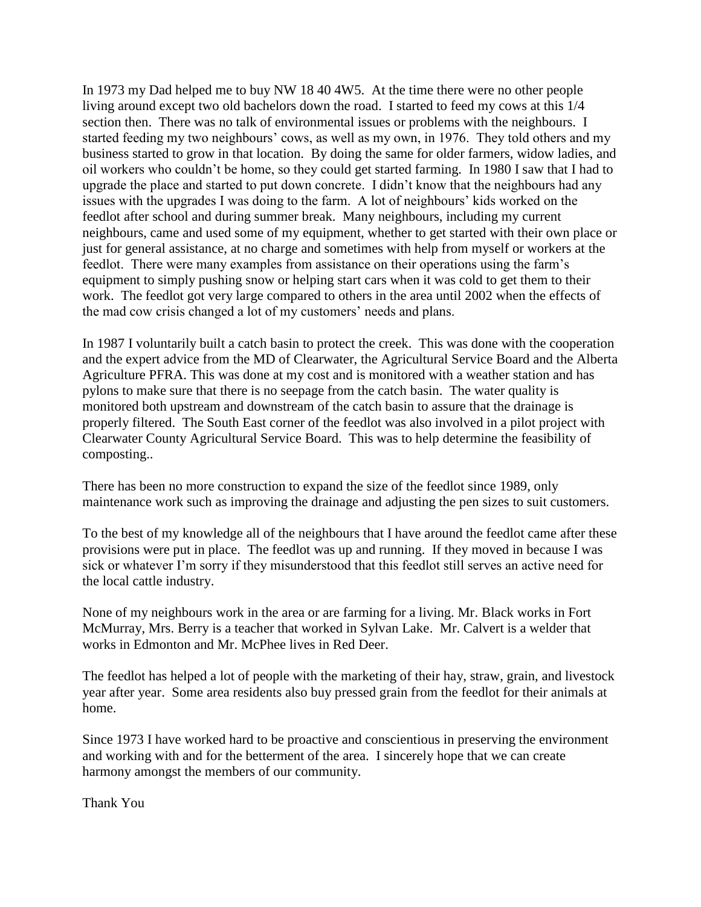In 1973 my Dad helped me to buy NW 18 40 4W5. At the time there were no other people living around except two old bachelors down the road. I started to feed my cows at this 1/4 section then. There was no talk of environmental issues or problems with the neighbours. I started feeding my two neighbours' cows, as well as my own, in 1976. They told others and my business started to grow in that location. By doing the same for older farmers, widow ladies, and oil workers who couldn't be home, so they could get started farming. In 1980 I saw that I had to upgrade the place and started to put down concrete. I didn't know that the neighbours had any issues with the upgrades I was doing to the farm. A lot of neighbours' kids worked on the feedlot after school and during summer break. Many neighbours, including my current neighbours, came and used some of my equipment, whether to get started with their own place or just for general assistance, at no charge and sometimes with help from myself or workers at the feedlot. There were many examples from assistance on their operations using the farm's equipment to simply pushing snow or helping start cars when it was cold to get them to their work. The feedlot got very large compared to others in the area until 2002 when the effects of the mad cow crisis changed a lot of my customers' needs and plans.

In 1987 I voluntarily built a catch basin to protect the creek. This was done with the cooperation and the expert advice from the MD of Clearwater, the Agricultural Service Board and the Alberta Agriculture PFRA. This was done at my cost and is monitored with a weather station and has pylons to make sure that there is no seepage from the catch basin. The water quality is monitored both upstream and downstream of the catch basin to assure that the drainage is properly filtered. The South East corner of the feedlot was also involved in a pilot project with Clearwater County Agricultural Service Board. This was to help determine the feasibility of composting..

There has been no more construction to expand the size of the feedlot since 1989, only maintenance work such as improving the drainage and adjusting the pen sizes to suit customers.

To the best of my knowledge all of the neighbours that I have around the feedlot came after these provisions were put in place. The feedlot was up and running. If they moved in because I was sick or whatever I'm sorry if they misunderstood that this feedlot still serves an active need for the local cattle industry.

None of my neighbours work in the area or are farming for a living. Mr. Black works in Fort McMurray, Mrs. Berry is a teacher that worked in Sylvan Lake. Mr. Calvert is a welder that works in Edmonton and Mr. McPhee lives in Red Deer.

The feedlot has helped a lot of people with the marketing of their hay, straw, grain, and livestock year after year. Some area residents also buy pressed grain from the feedlot for their animals at home.

Since 1973 I have worked hard to be proactive and conscientious in preserving the environment and working with and for the betterment of the area. I sincerely hope that we can create harmony amongst the members of our community.

Thank You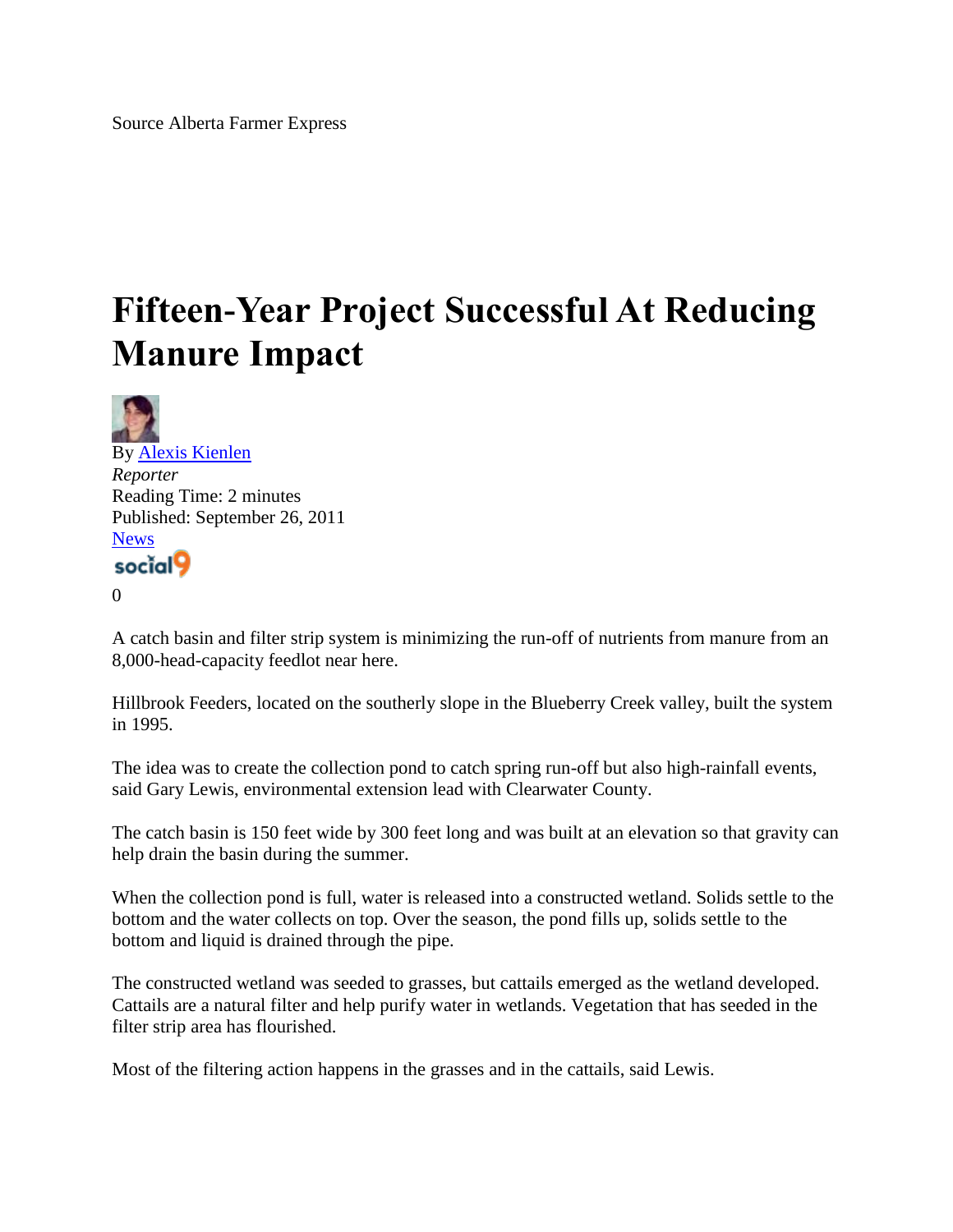Source Alberta Farmer Express

# Fifteen-Year Project Successful At Reducing Manure Impact

By Alexis Kienlen
*Reporter*
Reading Time: 2 minutes
Published: September 26, 2011
News

0

A catch basin and filter strip system is minimizing the run-off of nutrients from manure from an 8,000-head-capacity feedlot near here.

Hillbrook Feeders, located on the southerly slope in the Blueberry Creek valley, built the system in 1995.

The idea was to create the collection pond to catch spring run-off but also high-rainfall events, said Gary Lewis, environmental extension lead with Clearwater County.

The catch basin is 150 feet wide by 300 feet long and was built at an elevation so that gravity can help drain the basin during the summer.

When the collection pond is full, water is released into a constructed wetland. Solids settle to the bottom and the water collects on top. Over the season, the pond fills up, solids settle to the bottom and liquid is drained through the pipe.

The constructed wetland was seeded to grasses, but cattails emerged as the wetland developed. Cattails are a natural filter and help purify water in wetlands. Vegetation that has seeded in the filter strip area has flourished.

Most of the filtering action happens in the grasses and in the cattails, said Lewis.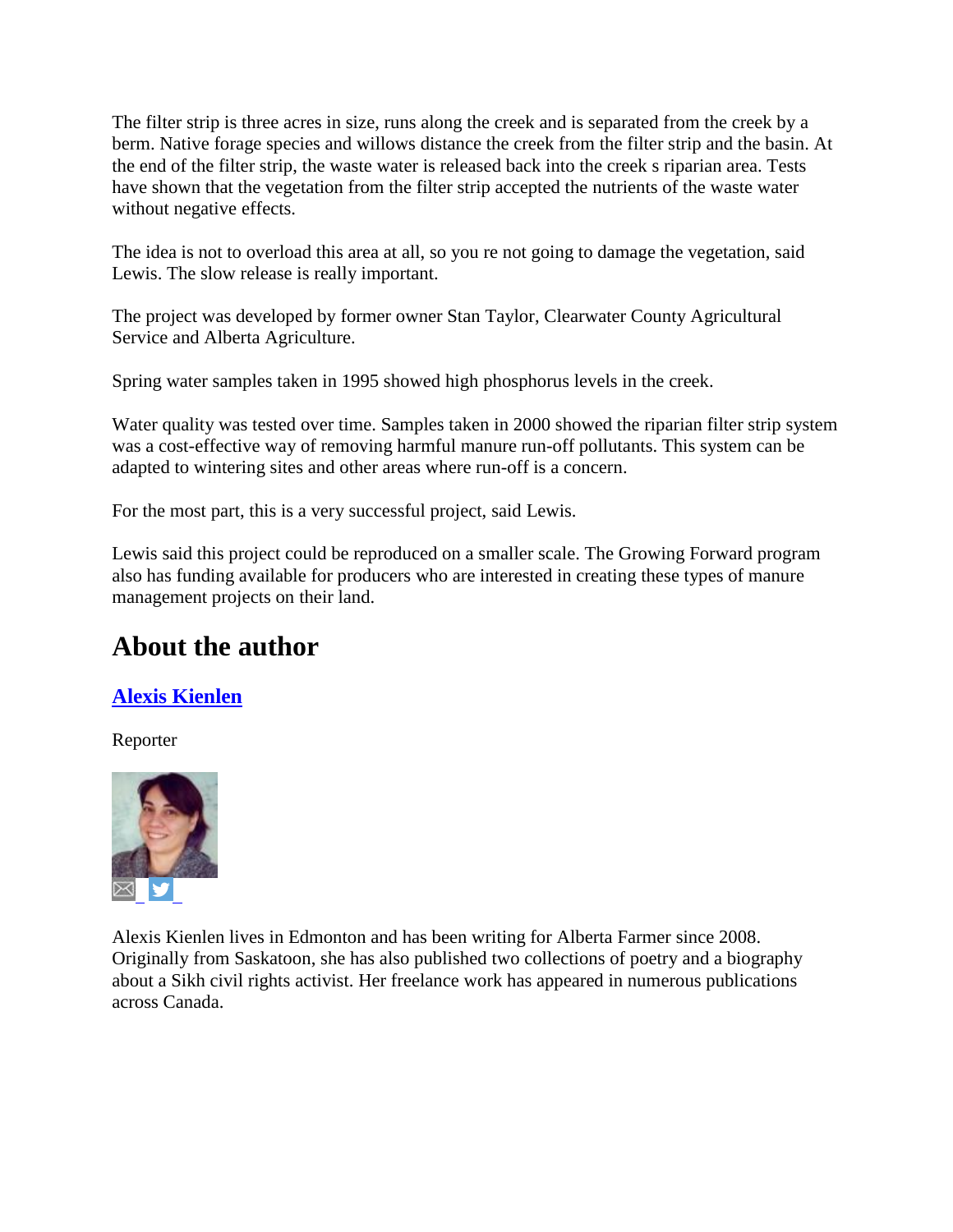The filter strip is three acres in size, runs along the creek and is separated from the creek by a berm. Native forage species and willows distance the creek from the filter strip and the basin. At the end of the filter strip, the waste water is released back into the creek s riparian area. Tests have shown that the vegetation from the filter strip accepted the nutrients of the waste water without negative effects.

The idea is not to overload this area at all, so you re not going to damage the vegetation, said Lewis. The slow release is really important.

The project was developed by former owner Stan Taylor, Clearwater County Agricultural Service and Alberta Agriculture.

Spring water samples taken in 1995 showed high phosphorus levels in the creek.

Water quality was tested over time. Samples taken in 2000 showed the riparian filter strip system was a cost-effective way of removing harmful manure run-off pollutants. This system can be adapted to wintering sites and other areas where run-off is a concern.

For the most part, this is a very successful project, said Lewis.

Lewis said this project could be reproduced on a smaller scale. The Growing Forward program also has funding available for producers who are interested in creating these types of manure management projects on their land.

## About the author

### Alexis Kienlen

Reporter

Alexis Kienlen lives in Edmonton and has been writing for Alberta Farmer since 2008. Originally from Saskatoon, she has also published two collections of poetry and a biography about a Sikh civil rights activist. Her freelance work has appeared in numerous publications across Canada.